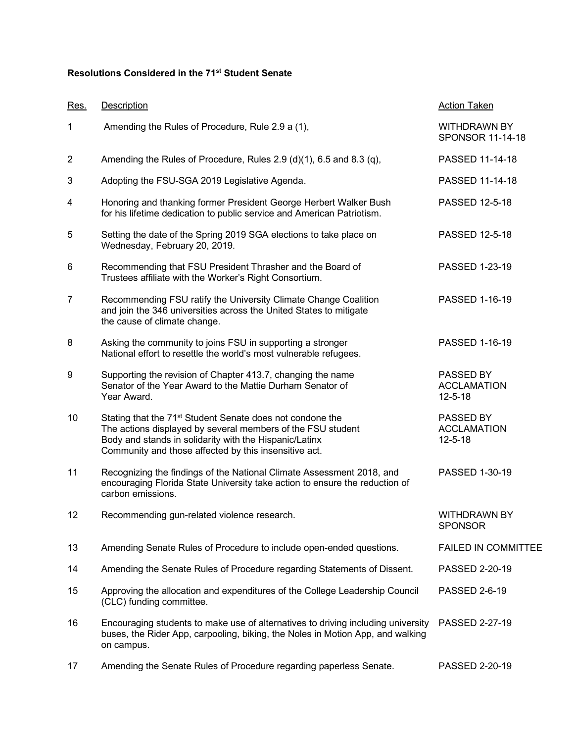**Resolutions Considered in the 71st Student Senate**

| Res. | Description | Action Taken |
|---|---|---|
| 1 | Amending the Rules of Procedure, Rule 2.9 a (1), | WITHDRAWN BY SPONSOR 11-14-18 |
| 2 | Amending the Rules of Procedure, Rules 2.9 (d)(1), 6.5 and 8.3 (q), | PASSED 11-14-18 |
| 3 | Adopting the FSU-SGA 2019 Legislative Agenda. | PASSED 11-14-18 |
| 4 | Honoring and thanking former President George Herbert Walker Bush for his lifetime dedication to public service and American Patriotism. | PASSED 12-5-18 |
| 5 | Setting the date of the Spring 2019 SGA elections to take place on Wednesday, February 20, 2019. | PASSED 12-5-18 |
| 6 | Recommending that FSU President Thrasher and the Board of Trustees affiliate with the Worker's Right Consortium. | PASSED 1-23-19 |
| 7 | Recommending FSU ratify the University Climate Change Coalition and join the 346 universities across the United States to mitigate the cause of climate change. | PASSED 1-16-19 |
| 8 | Asking the community to joins FSU in supporting a stronger National effort to resettle the world's most vulnerable refugees. | PASSED 1-16-19 |
| 9 | Supporting the revision of Chapter 413.7, changing the name Senator of the Year Award to the Mattie Durham Senator of Year Award. | PASSED BY ACCLAMATION 12-5-18 |
| 10 | Stating that the 71st Student Senate does not condone the The actions displayed by several members of the FSU student Body and stands in solidarity with the Hispanic/Latinx Community and those affected by this insensitive act. | PASSED BY ACCLAMATION 12-5-18 |
| 11 | Recognizing the findings of the National Climate Assessment 2018, and encouraging Florida State University take action to ensure the reduction of carbon emissions. | PASSED 1-30-19 |
| 12 | Recommending gun-related violence research. | WITHDRAWN BY SPONSOR |
| 13 | Amending Senate Rules of Procedure to include open-ended questions. | FAILED IN COMMITTEE |
| 14 | Amending the Senate Rules of Procedure regarding Statements of Dissent. | PASSED 2-20-19 |
| 15 | Approving the allocation and expenditures of the College Leadership Council (CLC) funding committee. | PASSED 2-6-19 |
| 16 | Encouraging students to make use of alternatives to driving including university buses, the Rider App, carpooling, biking, the Noles in Motion App, and walking on campus. | PASSED 2-27-19 |
| 17 | Amending the Senate Rules of Procedure regarding paperless Senate. | PASSED 2-20-19 |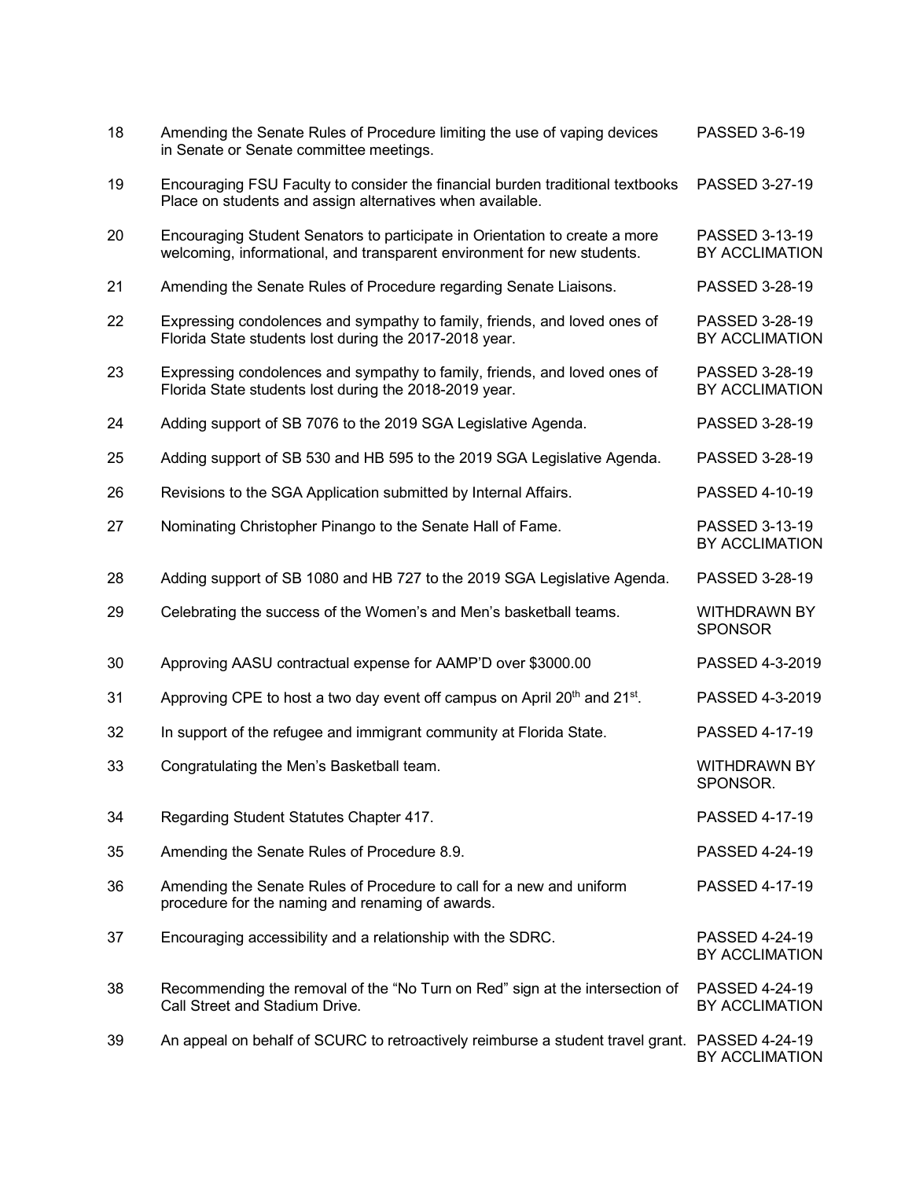| | | |
|---|---|---|
| 18 | Amending the Senate Rules of Procedure limiting the use of vaping devices in Senate or Senate committee meetings. | PASSED 3-6-19 |
| 19 | Encouraging FSU Faculty to consider the financial burden traditional textbooks Place on students and assign alternatives when available. | PASSED 3-27-19 |
| 20 | Encouraging Student Senators to participate in Orientation to create a more welcoming, informational, and transparent environment for new students. | PASSED 3-13-19 BY ACCLIMATION |
| 21 | Amending the Senate Rules of Procedure regarding Senate Liaisons. | PASSED 3-28-19 |
| 22 | Expressing condolences and sympathy to family, friends, and loved ones of Florida State students lost during the 2017-2018 year. | PASSED 3-28-19 BY ACCLIMATION |
| 23 | Expressing condolences and sympathy to family, friends, and loved ones of Florida State students lost during the 2018-2019 year. | PASSED 3-28-19 BY ACCLIMATION |
| 24 | Adding support of SB 7076 to the 2019 SGA Legislative Agenda. | PASSED 3-28-19 |
| 25 | Adding support of SB 530 and HB 595 to the 2019 SGA Legislative Agenda. | PASSED 3-28-19 |
| 26 | Revisions to the SGA Application submitted by Internal Affairs. | PASSED 4-10-19 |
| 27 | Nominating Christopher Pinango to the Senate Hall of Fame. | PASSED 3-13-19 BY ACCLIMATION |
| 28 | Adding support of SB 1080 and HB 727 to the 2019 SGA Legislative Agenda. | PASSED 3-28-19 |
| 29 | Celebrating the success of the Women's and Men's basketball teams. | WITHDRAWN BY SPONSOR |
| 30 | Approving AASU contractual expense for AAMP'D over $3000.00 | PASSED 4-3-2019 |
| 31 | Approving CPE to host a two day event off campus on April 20th and 21st. | PASSED 4-3-2019 |
| 32 | In support of the refugee and immigrant community at Florida State. | PASSED 4-17-19 |
| 33 | Congratulating the Men's Basketball team. | WITHDRAWN BY SPONSOR. |
| 34 | Regarding Student Statutes Chapter 417. | PASSED 4-17-19 |
| 35 | Amending the Senate Rules of Procedure 8.9. | PASSED 4-24-19 |
| 36 | Amending the Senate Rules of Procedure to call for a new and uniform procedure for the naming and renaming of awards. | PASSED 4-17-19 |
| 37 | Encouraging accessibility and a relationship with the SDRC. | PASSED 4-24-19 BY ACCLIMATION |
| 38 | Recommending the removal of the "No Turn on Red" sign at the intersection of Call Street and Stadium Drive. | PASSED 4-24-19 BY ACCLIMATION |
| 39 | An appeal on behalf of SCURC to retroactively reimburse a student travel grant. | PASSED 4-24-19 BY ACCLIMATION |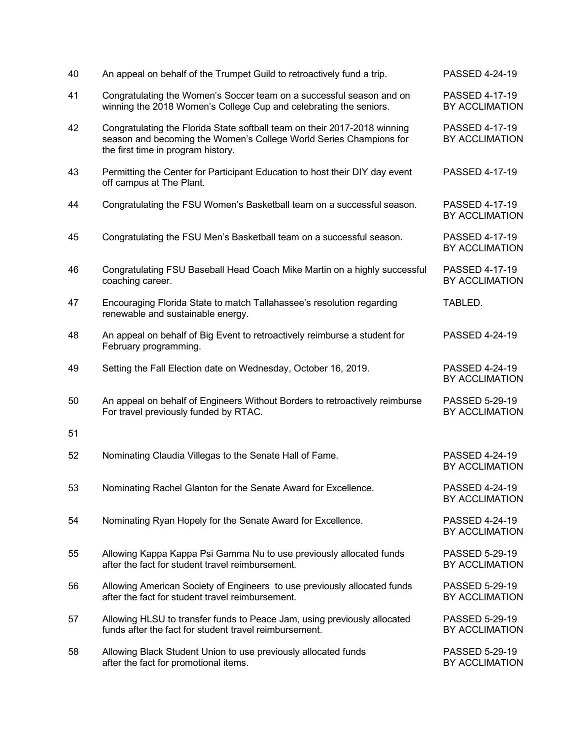| | | |
|---|---|---|
| 40 | An appeal on behalf of the Trumpet Guild to retroactively fund a trip. | PASSED 4-24-19 |
| 41 | Congratulating the Women's Soccer team on a successful season and on winning the 2018 Women's College Cup and celebrating the seniors. | PASSED 4-17-19 BY ACCLIMATION |
| 42 | Congratulating the Florida State softball team on their 2017-2018 winning season and becoming the Women's College World Series Champions for the first time in program history. | PASSED 4-17-19 BY ACCLIMATION |
| 43 | Permitting the Center for Participant Education to host their DIY day event off campus at The Plant. | PASSED 4-17-19 |
| 44 | Congratulating the FSU Women's Basketball team on a successful season. | PASSED 4-17-19 BY ACCLIMATION |
| 45 | Congratulating the FSU Men's Basketball team on a successful season. | PASSED 4-17-19 BY ACCLIMATION |
| 46 | Congratulating FSU Baseball Head Coach Mike Martin on a highly successful coaching career. | PASSED 4-17-19 BY ACCLIMATION |
| 47 | Encouraging Florida State to match Tallahassee's resolution regarding renewable and sustainable energy. | TABLED. |
| 48 | An appeal on behalf of Big Event to retroactively reimburse a student for February programming. | PASSED 4-24-19 |
| 49 | Setting the Fall Election date on Wednesday, October 16, 2019. | PASSED 4-24-19 BY ACCLIMATION |
| 50 | An appeal on behalf of Engineers Without Borders to retroactively reimburse For travel previously funded by RTAC. | PASSED 5-29-19 BY ACCLIMATION |
| 51 | | |
| 52 | Nominating Claudia Villegas to the Senate Hall of Fame. | PASSED 4-24-19 BY ACCLIMATION |
| 53 | Nominating Rachel Glanton for the Senate Award for Excellence. | PASSED 4-24-19 BY ACCLIMATION |
| 54 | Nominating Ryan Hopely for the Senate Award for Excellence. | PASSED 4-24-19 BY ACCLIMATION |
| 55 | Allowing Kappa Kappa Psi Gamma Nu to use previously allocated funds after the fact for student travel reimbursement. | PASSED 5-29-19 BY ACCLIMATION |
| 56 | Allowing American Society of Engineers to use previously allocated funds after the fact for student travel reimbursement. | PASSED 5-29-19 BY ACCLIMATION |
| 57 | Allowing HLSU to transfer funds to Peace Jam, using previously allocated funds after the fact for student travel reimbursement. | PASSED 5-29-19 BY ACCLIMATION |
| 58 | Allowing Black Student Union to use previously allocated funds after the fact for promotional items. | PASSED 5-29-19 BY ACCLIMATION |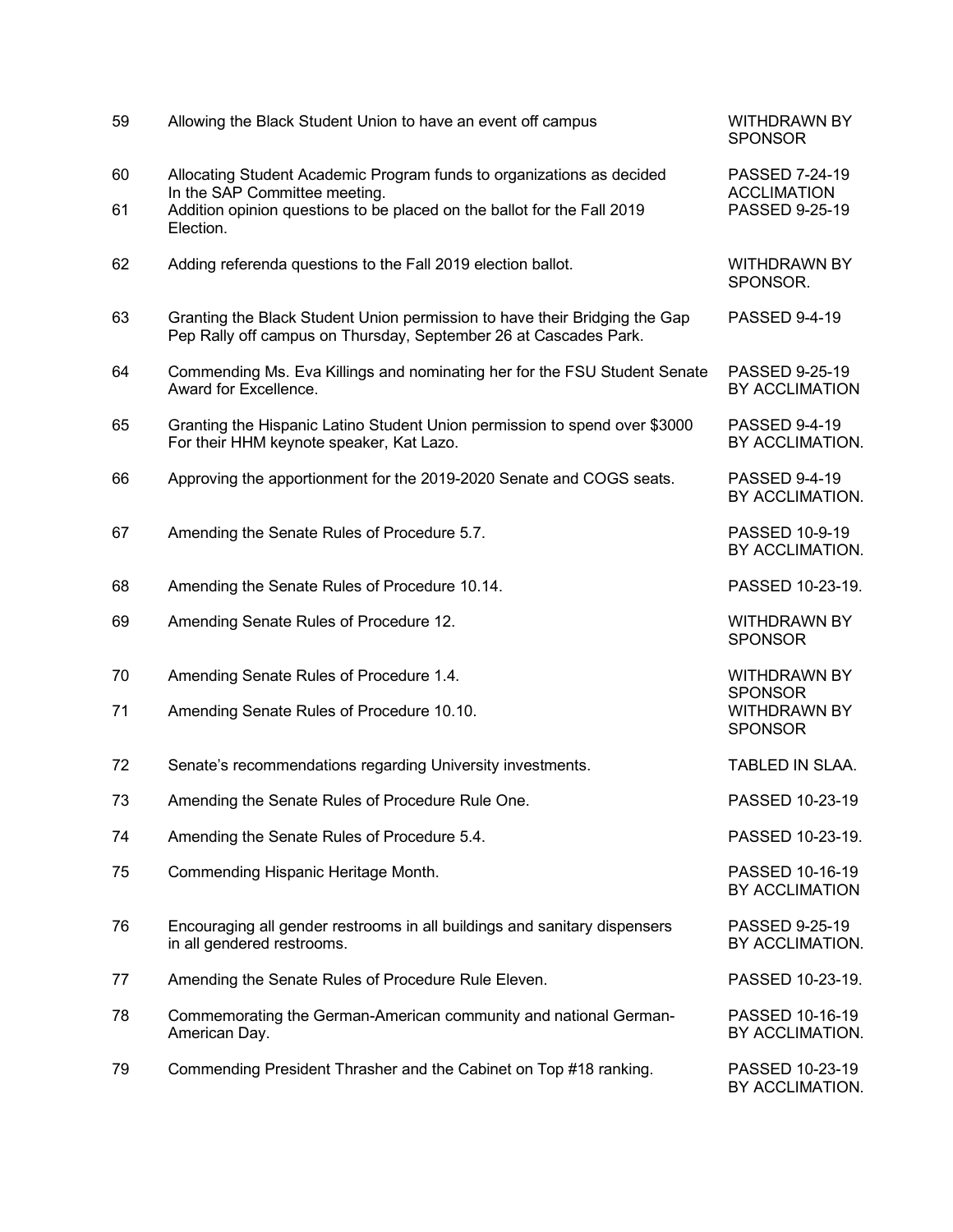| | | |
|---|---|---|
| 59 | Allowing the Black Student Union to have an event off campus | WITHDRAWN BY SPONSOR |
| 60 | Allocating Student Academic Program funds to organizations as decided In the SAP Committee meeting. | PASSED 7-24-19 ACCLIMATION |
| 61 | Addition opinion questions to be placed on the ballot for the Fall 2019 Election. | PASSED 9-25-19 |
| 62 | Adding referenda questions to the Fall 2019 election ballot. | WITHDRAWN BY SPONSOR. |
| 63 | Granting the Black Student Union permission to have their Bridging the Gap Pep Rally off campus on Thursday, September 26 at Cascades Park. | PASSED 9-4-19 |
| 64 | Commending Ms. Eva Killings and nominating her for the FSU Student Senate Award for Excellence. | PASSED 9-25-19 BY ACCLIMATION |
| 65 | Granting the Hispanic Latino Student Union permission to spend over $3000 For their HHM keynote speaker, Kat Lazo. | PASSED 9-4-19 BY ACCLIMATION. |
| 66 | Approving the apportionment for the 2019-2020 Senate and COGS seats. | PASSED 9-4-19 BY ACCLIMATION. |
| 67 | Amending the Senate Rules of Procedure 5.7. | PASSED 10-9-19 BY ACCLIMATION. |
| 68 | Amending the Senate Rules of Procedure 10.14. | PASSED 10-23-19. |
| 69 | Amending Senate Rules of Procedure 12. | WITHDRAWN BY SPONSOR |
| 70 | Amending Senate Rules of Procedure 1.4. | WITHDRAWN BY SPONSOR |
| 71 | Amending Senate Rules of Procedure 10.10. | WITHDRAWN BY SPONSOR |
| 72 | Senate's recommendations regarding University investments. | TABLED IN SLAA. |
| 73 | Amending the Senate Rules of Procedure Rule One. | PASSED 10-23-19 |
| 74 | Amending the Senate Rules of Procedure 5.4. | PASSED 10-23-19. |
| 75 | Commending Hispanic Heritage Month. | PASSED 10-16-19 BY ACCLIMATION |
| 76 | Encouraging all gender restrooms in all buildings and sanitary dispensers in all gendered restrooms. | PASSED 9-25-19 BY ACCLIMATION. |
| 77 | Amending the Senate Rules of Procedure Rule Eleven. | PASSED 10-23-19. |
| 78 | Commemorating the German-American community and national German-American Day. | PASSED 10-16-19 BY ACCLIMATION. |
| 79 | Commending President Thrasher and the Cabinet on Top #18 ranking. | PASSED 10-23-19 BY ACCLIMATION. |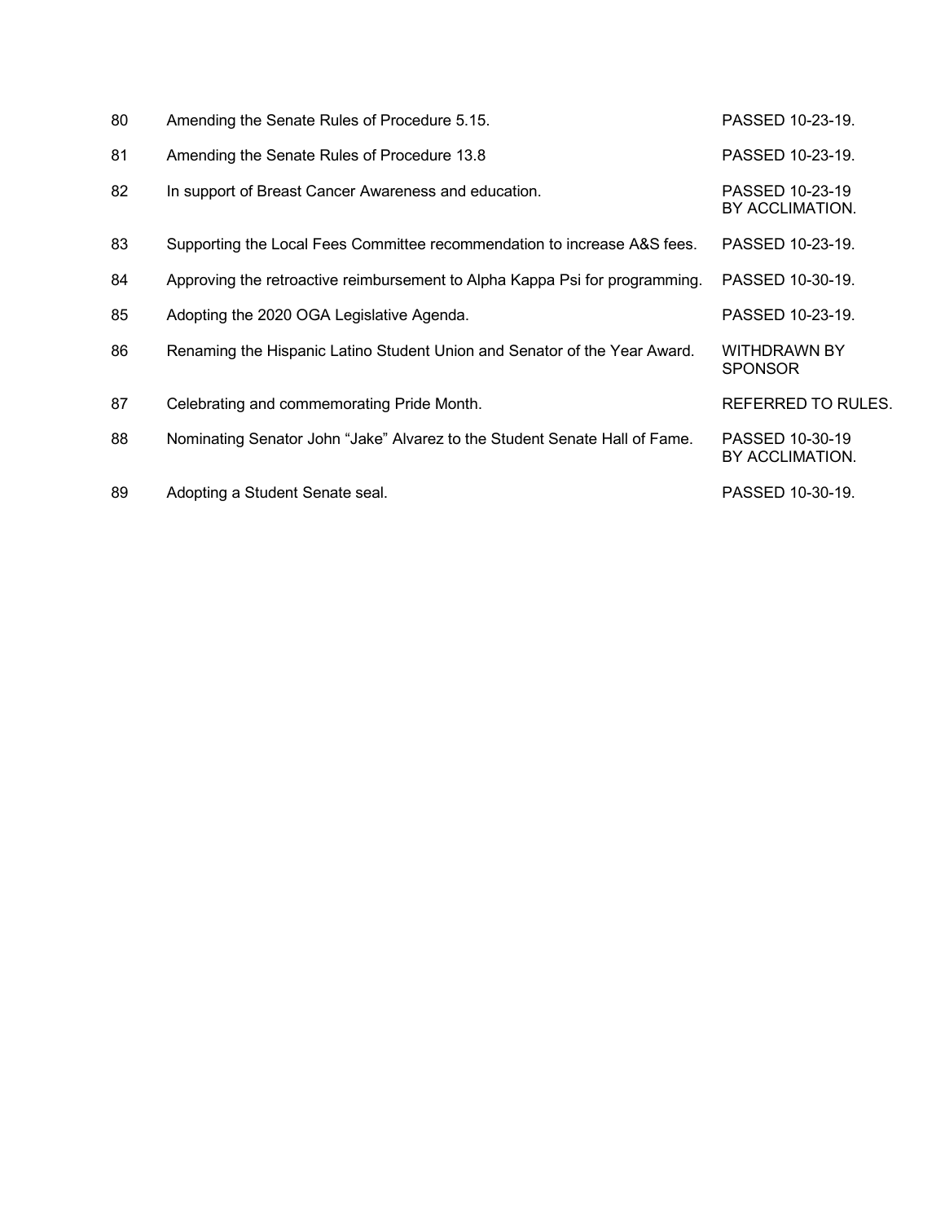| | | |
|---|---|---|
| 80 | Amending the Senate Rules of Procedure 5.15. | PASSED 10-23-19. |
| 81 | Amending the Senate Rules of Procedure 13.8 | PASSED 10-23-19. |
| 82 | In support of Breast Cancer Awareness and education. | PASSED 10-23-19 BY ACCLIMATION. |
| 83 | Supporting the Local Fees Committee recommendation to increase A&S fees. | PASSED 10-23-19. |
| 84 | Approving the retroactive reimbursement to Alpha Kappa Psi for programming. | PASSED 10-30-19. |
| 85 | Adopting the 2020 OGA Legislative Agenda. | PASSED 10-23-19. |
| 86 | Renaming the Hispanic Latino Student Union and Senator of the Year Award. | WITHDRAWN BY SPONSOR |
| 87 | Celebrating and commemorating Pride Month. | REFERRED TO RULES. |
| 88 | Nominating Senator John "Jake" Alvarez to the Student Senate Hall of Fame. | PASSED 10-30-19 BY ACCLIMATION. |
| 89 | Adopting a Student Senate seal. | PASSED 10-30-19. |